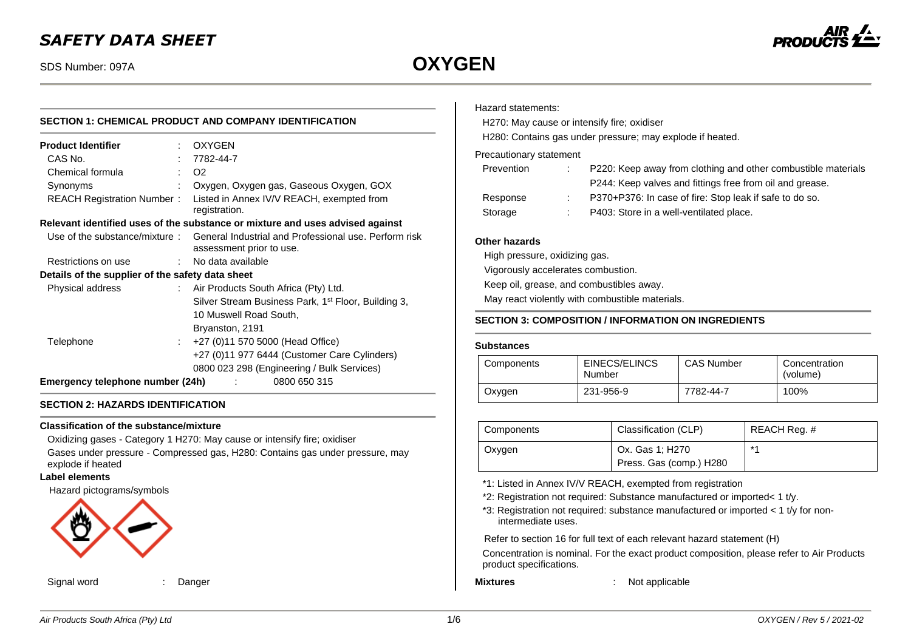# SAFETY DATA SHEET

SDS Number: 097A

# OXYGEN

## SECTION 1: CHEMICAL PRODUCT AND COMPANY IDENTIFICATION

**Product Identifier** : OXYGEN

CAS No. : 7782-44-7

Chemical formula : $O_2$

Synonyms : Oxygen, Oxygen gas, Gaseous Oxygen, GOX

REACH Registration Number : Listed in Annex IV/V REACH, exempted from registration.

**Relevant identified uses of the substance or mixture and uses advised against**

Use of the substance/mixture : General Industrial and Professional use. Perform risk assessment prior to use.

Restrictions on use : No data available

**Details of the supplier of the safety data sheet**

Physical address : Air Products South Africa (Pty) Ltd.
Silver Stream Business Park, 1st Floor, Building 3,
10 Muswell Road South,
Bryanston, 2191

Telephone : +27 (0)11 570 5000 (Head Office)
+27 (0)11 977 6444 (Customer Care Cylinders)
0800 023 298 (Engineering / Bulk Services)

**Emergency telephone number (24h)** : 0800 650 315

## SECTION 2: HAZARDS IDENTIFICATION

**Classification of the substance/mixture**

Oxidizing gases - Category 1 H270: May cause or intensify fire; oxidiser

Gases under pressure - Compressed gas, H280: Contains gas under pressure, may explode if heated

**Label elements**

Hazard pictograms/symbols

Signal word : Danger

Hazard statements:

H270: May cause or intensify fire; oxidiser

H280: Contains gas under pressure; may explode if heated.

Precautionary statement

Prevention : P220: Keep away from clothing and other combustible materials
P244: Keep valves and fittings free from oil and grease.

Response : P370+P376: In case of fire: Stop leak if safe to do so.

Storage : P403: Store in a well-ventilated place.

**Other hazards**

High pressure, oxidizing gas.

Vigorously accelerates combustion.

Keep oil, grease, and combustibles away.

May react violently with combustible materials.

## SECTION 3: COMPOSITION / INFORMATION ON INGREDIENTS

**Substances**

| Components | EINECS/ELINCS Number | CAS Number | Concentration (volume) |
|---|---|---|---|
| Oxygen | 231-956-9 | 7782-44-7 | 100% |

| Components | Classification (CLP) | REACH Reg. # |
|---|---|---|
| Oxygen | Ox. Gas 1; H270<br>Press. Gas (comp.) H280 | *1 |

*1: Listed in Annex IV/V REACH, exempted from registration

*2: Registration not required: Substance manufactured or imported< 1 t/y.

*3: Registration not required: substance manufactured or imported < 1 t/y for non-intermediate uses.

Refer to section 16 for full text of each relevant hazard statement (H)

Concentration is nominal. For the exact product composition, please refer to Air Products product specifications.

**Mixtures** : Not applicable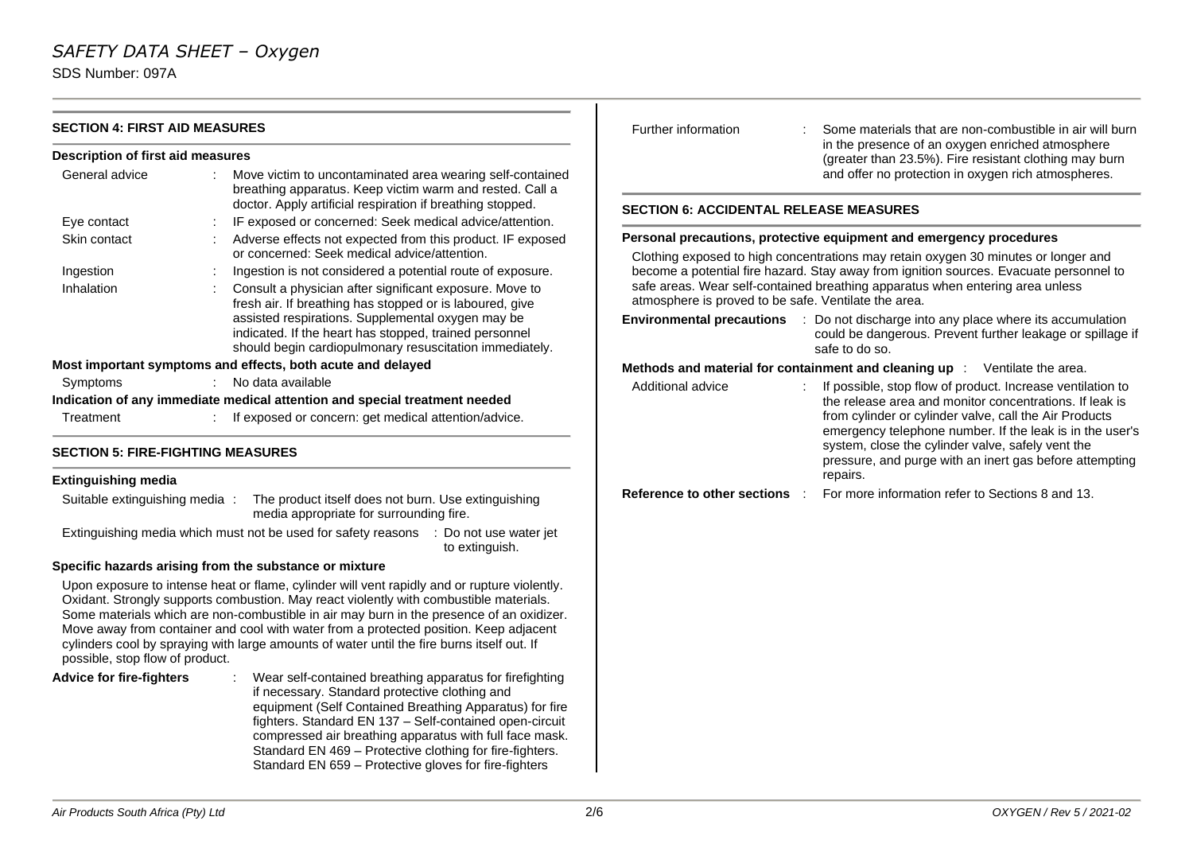## SECTION 4: FIRST AID MEASURES

### Description of first aid measures

| | |
|---|---|
| General advice | Move victim to uncontaminated area wearing self-contained breathing apparatus. Keep victim warm and rested. Call a doctor. Apply artificial respiration if breathing stopped. |
| Eye contact | IF exposed or concerned: Seek medical advice/attention. |
| Skin contact | Adverse effects not expected from this product. IF exposed or concerned: Seek medical advice/attention. |
| Ingestion | Ingestion is not considered a potential route of exposure. |
| Inhalation | Consult a physician after significant exposure. Move to fresh air. If breathing has stopped or is laboured, give assisted respirations. Supplemental oxygen may be indicated. If the heart has stopped, trained personnel should begin cardiopulmonary resuscitation immediately. |

### Most important symptoms and effects, both acute and delayed

Symptoms : No data available

### Indication of any immediate medical attention and special treatment needed

Treatment : If exposed or concern: get medical attention/advice.

## SECTION 5: FIRE-FIGHTING MEASURES

### Extinguishing media

Suitable extinguishing media : The product itself does not burn. Use extinguishing media appropriate for surrounding fire.

Extinguishing media which must not be used for safety reasons : Do not use water jet to extinguish.

### Specific hazards arising from the substance or mixture

Upon exposure to intense heat or flame, cylinder will vent rapidly and or rupture violently. Oxidant. Strongly supports combustion. May react violently with combustible materials. Some materials which are non-combustible in air may burn in the presence of an oxidizer. Move away from container and cool with water from a protected position. Keep adjacent cylinders cool by spraying with large amounts of water until the fire burns itself out. If possible, stop flow of product.

**Advice for fire-fighters** : Wear self-contained breathing apparatus for firefighting if necessary. Standard protective clothing and equipment (Self Contained Breathing Apparatus) for fire fighters. Standard EN 137 – Self-contained open-circuit compressed air breathing apparatus with full face mask. Standard EN 469 – Protective clothing for fire-fighters. Standard EN 659 – Protective gloves for fire-fighters

Further information : Some materials that are non-combustible in air will burn in the presence of an oxygen enriched atmosphere (greater than 23.5%). Fire resistant clothing may burn and offer no protection in oxygen rich atmospheres.

## SECTION 6: ACCIDENTAL RELEASE MEASURES

### Personal precautions, protective equipment and emergency procedures

Clothing exposed to high concentrations may retain oxygen 30 minutes or longer and become a potential fire hazard. Stay away from ignition sources. Evacuate personnel to safe areas. Wear self-contained breathing apparatus when entering area unless atmosphere is proved to be safe. Ventilate the area.

**Environmental precautions** : Do not discharge into any place where its accumulation could be dangerous. Prevent further leakage or spillage if safe to do so.

**Methods and material for containment and cleaning up** : Ventilate the area.

Additional advice : If possible, stop flow of product. Increase ventilation to the release area and monitor concentrations. If leak is from cylinder or cylinder valve, call the Air Products emergency telephone number. If the leak is in the user's system, close the cylinder valve, safely vent the pressure, and purge with an inert gas before attempting repairs.

**Reference to other sections** : For more information refer to Sections 8 and 13.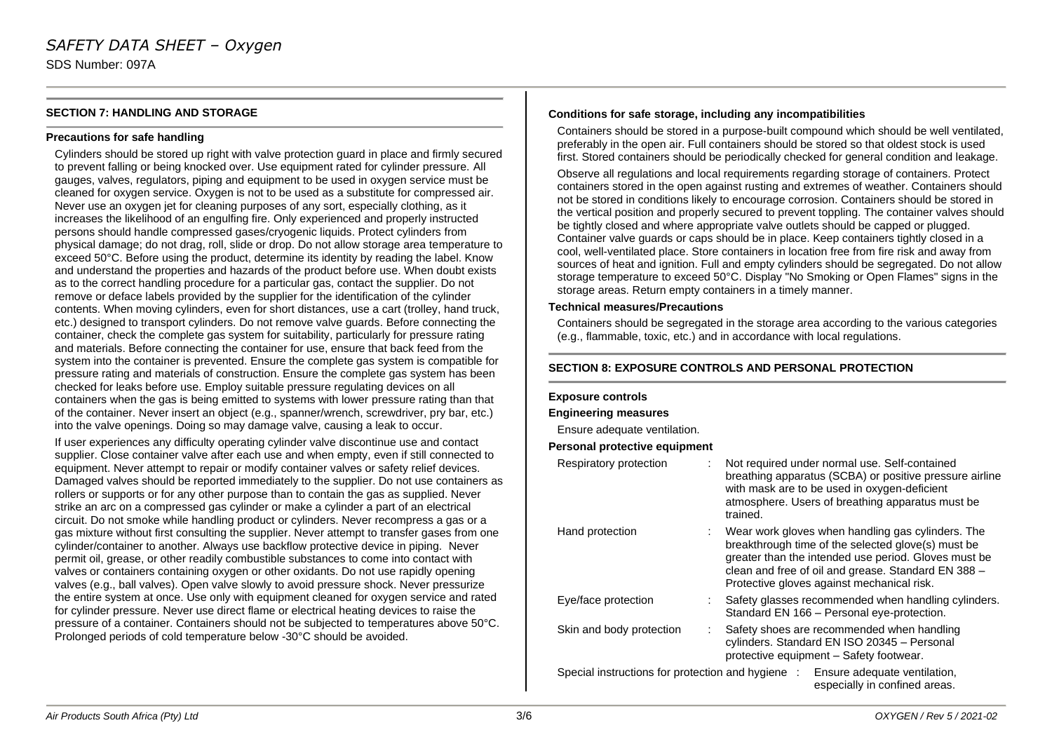## SECTION 7: HANDLING AND STORAGE

### Precautions for safe handling

Cylinders should be stored up right with valve protection guard in place and firmly secured to prevent falling or being knocked over. Use equipment rated for cylinder pressure. All gauges, valves, regulators, piping and equipment to be used in oxygen service must be cleaned for oxygen service. Oxygen is not to be used as a substitute for compressed air. Never use an oxygen jet for cleaning purposes of any sort, especially clothing, as it increases the likelihood of an engulfing fire. Only experienced and properly instructed persons should handle compressed gases/cryogenic liquids. Protect cylinders from physical damage; do not drag, roll, slide or drop. Do not allow storage area temperature to exceed 50°C. Before using the product, determine its identity by reading the label. Know and understand the properties and hazards of the product before use. When doubt exists as to the correct handling procedure for a particular gas, contact the supplier. Do not remove or deface labels provided by the supplier for the identification of the cylinder contents. When moving cylinders, even for short distances, use a cart (trolley, hand truck, etc.) designed to transport cylinders. Do not remove valve guards. Before connecting the container, check the complete gas system for suitability, particularly for pressure rating and materials. Before connecting the container for use, ensure that back feed from the system into the container is prevented. Ensure the complete gas system is compatible for pressure rating and materials of construction. Ensure the complete gas system has been checked for leaks before use. Employ suitable pressure regulating devices on all containers when the gas is being emitted to systems with lower pressure rating than that of the container. Never insert an object (e.g., spanner/wrench, screwdriver, pry bar, etc.) into the valve openings. Doing so may damage valve, causing a leak to occur.

If user experiences any difficulty operating cylinder valve discontinue use and contact supplier. Close container valve after each use and when empty, even if still connected to equipment. Never attempt to repair or modify container valves or safety relief devices. Damaged valves should be reported immediately to the supplier. Do not use containers as rollers or supports or for any other purpose than to contain the gas as supplied. Never strike an arc on a compressed gas cylinder or make a cylinder a part of an electrical circuit. Do not smoke while handling product or cylinders. Never recompress a gas or a gas mixture without first consulting the supplier. Never attempt to transfer gases from one cylinder/container to another. Always use backflow protective device in piping. Never permit oil, grease, or other readily combustible substances to come into contact with valves or containers containing oxygen or other oxidants. Do not use rapidly opening valves (e.g., ball valves). Open valve slowly to avoid pressure shock. Never pressurize the entire system at once. Use only with equipment cleaned for oxygen service and rated for cylinder pressure. Never use direct flame or electrical heating devices to raise the pressure of a container. Containers should not be subjected to temperatures above 50°C. Prolonged periods of cold temperature below -30°C should be avoided.

### Conditions for safe storage, including any incompatibilities

Containers should be stored in a purpose-built compound which should be well ventilated, preferably in the open air. Full containers should be stored so that oldest stock is used first. Stored containers should be periodically checked for general condition and leakage.

Observe all regulations and local requirements regarding storage of containers. Protect containers stored in the open against rusting and extremes of weather. Containers should not be stored in conditions likely to encourage corrosion. Containers should be stored in the vertical position and properly secured to prevent toppling. The container valves should be tightly closed and where appropriate valve outlets should be capped or plugged. Container valve guards or caps should be in place. Keep containers tightly closed in a cool, well-ventilated place. Store containers in location free from fire risk and away from sources of heat and ignition. Full and empty cylinders should be segregated. Do not allow storage temperature to exceed 50°C. Display "No Smoking or Open Flames" signs in the storage areas. Return empty containers in a timely manner.

### Technical measures/Precautions

Containers should be segregated in the storage area according to the various categories (e.g., flammable, toxic, etc.) and in accordance with local regulations.

## SECTION 8: EXPOSURE CONTROLS AND PERSONAL PROTECTION

### Exposure controls

**Engineering measures**

Ensure adequate ventilation.

**Personal protective equipment**

| | |
|---|---|
| Respiratory protection | Not required under normal use. Self-contained breathing apparatus (SCBA) or positive pressure airline with mask are to be used in oxygen-deficient atmosphere. Users of breathing apparatus must be trained. |
| Hand protection | Wear work gloves when handling gas cylinders. The breakthrough time of the selected glove(s) must be greater than the intended use period. Gloves must be clean and free of oil and grease. Standard EN 388 – Protective gloves against mechanical risk. |
| Eye/face protection | Safety glasses recommended when handling cylinders. Standard EN 166 – Personal eye-protection. |
| Skin and body protection | Safety shoes are recommended when handling cylinders. Standard EN ISO 20345 – Personal protective equipment – Safety footwear. |
| Special instructions for protection and hygiene | Ensure adequate ventilation, especially in confined areas. |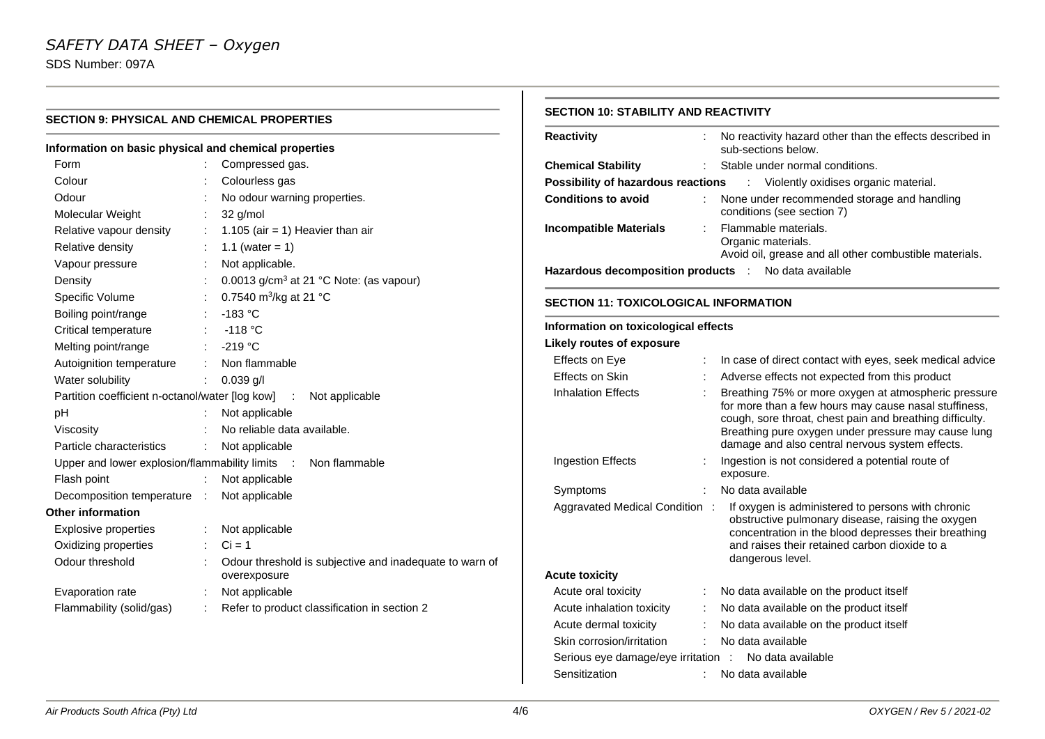## SECTION 9: PHYSICAL AND CHEMICAL PROPERTIES

### Information on basic physical and chemical properties

| Property | Value |
|---|---|
| Form | Compressed gas. |
| Colour | Colourless gas |
| Odour | No odour warning properties. |
| Molecular Weight | 32 g/mol |
| Relative vapour density | 1.105 (air = 1) Heavier than air |
| Relative density | 1.1 (water = 1) |
| Vapour pressure | Not applicable. |
| Density | 0.0013 g/cm$^3$ at 21 °C Note: (as vapour) |
| Specific Volume | 0.7540 m$^3$/kg at 21 °C |
| Boiling point/range | -183 °C |
| Critical temperature | -118 °C |
| Melting point/range | -219 °C |
| Autoignition temperature | Non flammable |
| Water solubility | 0.039 g/l |
| Partition coefficient n-octanol/water [log kow] | Not applicable |
| pH | Not applicable |
| Viscosity | No reliable data available. |
| Particle characteristics | Not applicable |
| Upper and lower explosion/flammability limits | Non flammable |
| Flash point | Not applicable |
| Decomposition temperature | Not applicable |

### Other information

| Property | Value |
|---|---|
| Explosive properties | Not applicable |
| Oxidizing properties | Ci = 1 |
| Odour threshold | Odour threshold is subjective and inadequate to warn of overexposure |
| Evaporation rate | Not applicable |
| Flammability (solid/gas) | Refer to product classification in section 2 |

## SECTION 10: STABILITY AND REACTIVITY

**Reactivity** : No reactivity hazard other than the effects described in sub-sections below.

**Chemical Stability** : Stable under normal conditions.

**Possibility of hazardous reactions** : Violently oxidises organic material.

**Conditions to avoid** : None under recommended storage and handling conditions (see section 7)

**Incompatible Materials** : Flammable materials.
Organic materials.
Avoid oil, grease and all other combustible materials.

**Hazardous decomposition products** : No data available

## SECTION 11: TOXICOLOGICAL INFORMATION

### Information on toxicological effects

**Likely routes of exposure**

| Route | Information |
|---|---|
| Effects on Eye | In case of direct contact with eyes, seek medical advice |
| Effects on Skin | Adverse effects not expected from this product |
| Inhalation Effects | Breathing 75% or more oxygen at atmospheric pressure for more than a few hours may cause nasal stuffiness, cough, sore throat, chest pain and breathing difficulty. Breathing pure oxygen under pressure may cause lung damage and also central nervous system effects. |
| Ingestion Effects | Ingestion is not considered a potential route of exposure. |
| Symptoms | No data available |
| Aggravated Medical Condition | If oxygen is administered to persons with chronic obstructive pulmonary disease, raising the oxygen concentration in the blood depresses their breathing and raises their retained carbon dioxide to a dangerous level. |

**Acute toxicity**

| Item | Information |
|---|---|
| Acute oral toxicity | No data available on the product itself |
| Acute inhalation toxicity | No data available on the product itself |
| Acute dermal toxicity | No data available on the product itself |
| Skin corrosion/irritation | No data available |
| Serious eye damage/eye irritation | No data available |
| Sensitization | No data available |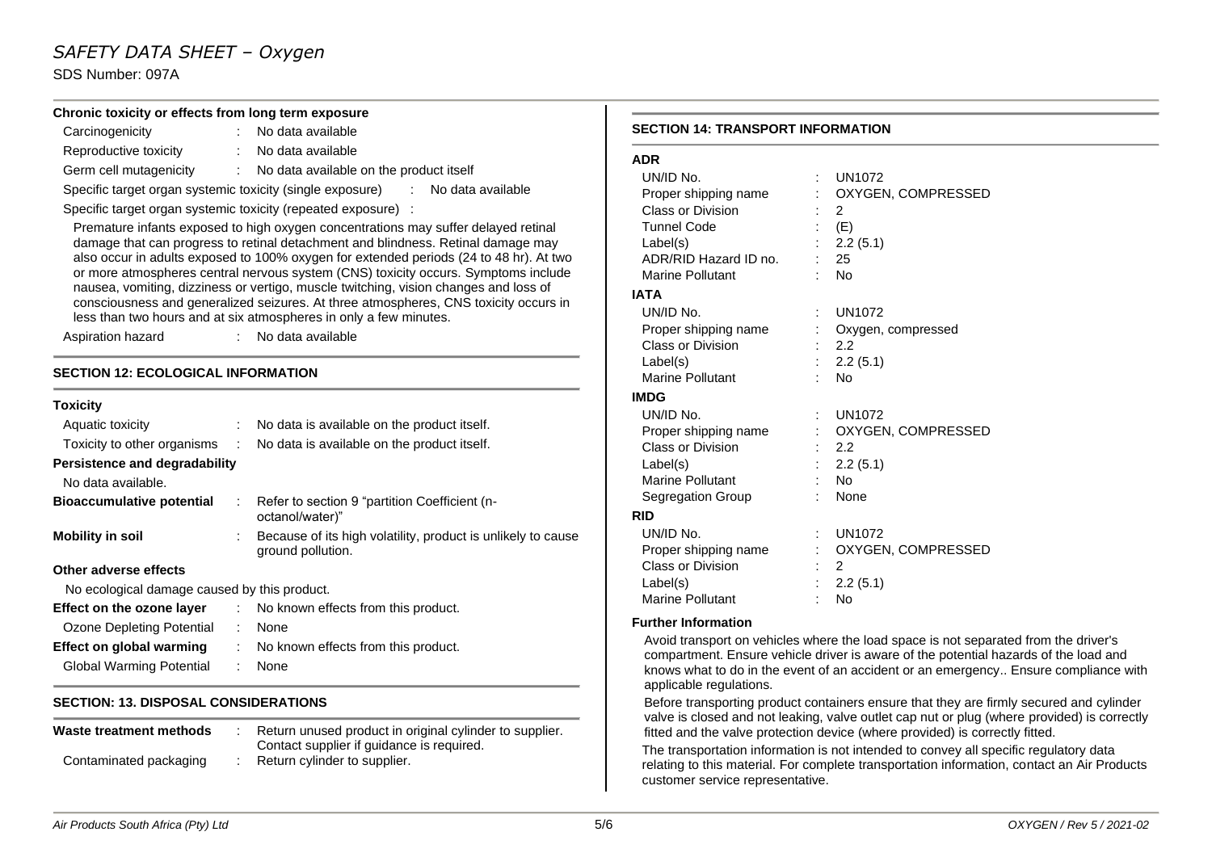**Chronic toxicity or effects from long term exposure**

Carcinogenicity : No data available

Reproductive toxicity : No data available

Germ cell mutagenicity : No data available on the product itself

Specific target organ systemic toxicity (single exposure) : No data available

Specific target organ systemic toxicity (repeated exposure) :

Premature infants exposed to high oxygen concentrations may suffer delayed retinal damage that can progress to retinal detachment and blindness. Retinal damage may also occur in adults exposed to 100% oxygen for extended periods (24 to 48 hr). At two or more atmospheres central nervous system (CNS) toxicity occurs. Symptoms include nausea, vomiting, dizziness or vertigo, muscle twitching, vision changes and loss of consciousness and generalized seizures. At three atmospheres, CNS toxicity occurs in less than two hours and at six atmospheres in only a few minutes.

Aspiration hazard : No data available

## SECTION 12: ECOLOGICAL INFORMATION

**Toxicity**

Aquatic toxicity : No data is available on the product itself.

Toxicity to other organisms : No data is available on the product itself.

**Persistence and degradability**

No data available.

**Bioaccumulative potential** : Refer to section 9 "partition Coefficient (n-octanol/water)"

**Mobility in soil** : Because of its high volatility, product is unlikely to cause ground pollution.

**Other adverse effects**

No ecological damage caused by this product.

**Effect on the ozone layer** : No known effects from this product.

Ozone Depleting Potential : None

**Effect on global warming** : No known effects from this product.

Global Warming Potential : None

## SECTION: 13. DISPOSAL CONSIDERATIONS

**Waste treatment methods** : Return unused product in original cylinder to supplier. Contact supplier if guidance is required.

Contaminated packaging : Return cylinder to supplier.

## SECTION 14: TRANSPORT INFORMATION

**ADR**

UN/ID No. : UN1072

Proper shipping name : OXYGEN, COMPRESSED

Class or Division : 2

Tunnel Code : (E)

Label(s) : 2.2 (5.1)

ADR/RID Hazard ID no. : 25

Marine Pollutant : No

**IATA**

UN/ID No. : UN1072

Proper shipping name : Oxygen, compressed

Class or Division : 2.2

Label(s) : 2.2 (5.1)

Marine Pollutant : No

**IMDG**

UN/ID No. : UN1072

Proper shipping name : OXYGEN, COMPRESSED

Class or Division : 2.2

Label(s) : 2.2 (5.1)

Marine Pollutant : No

Segregation Group : None

**RID**

UN/ID No. : UN1072

Proper shipping name : OXYGEN, COMPRESSED

Class or Division : 2

Label(s) : 2.2 (5.1)

Marine Pollutant : No

**Further Information**

Avoid transport on vehicles where the load space is not separated from the driver's compartment. Ensure vehicle driver is aware of the potential hazards of the load and knows what to do in the event of an accident or an emergency.. Ensure compliance with applicable regulations.

Before transporting product containers ensure that they are firmly secured and cylinder valve is closed and not leaking, valve outlet cap nut or plug (where provided) is correctly fitted and the valve protection device (where provided) is correctly fitted.

The transportation information is not intended to convey all specific regulatory data relating to this material. For complete transportation information, contact an Air Products customer service representative.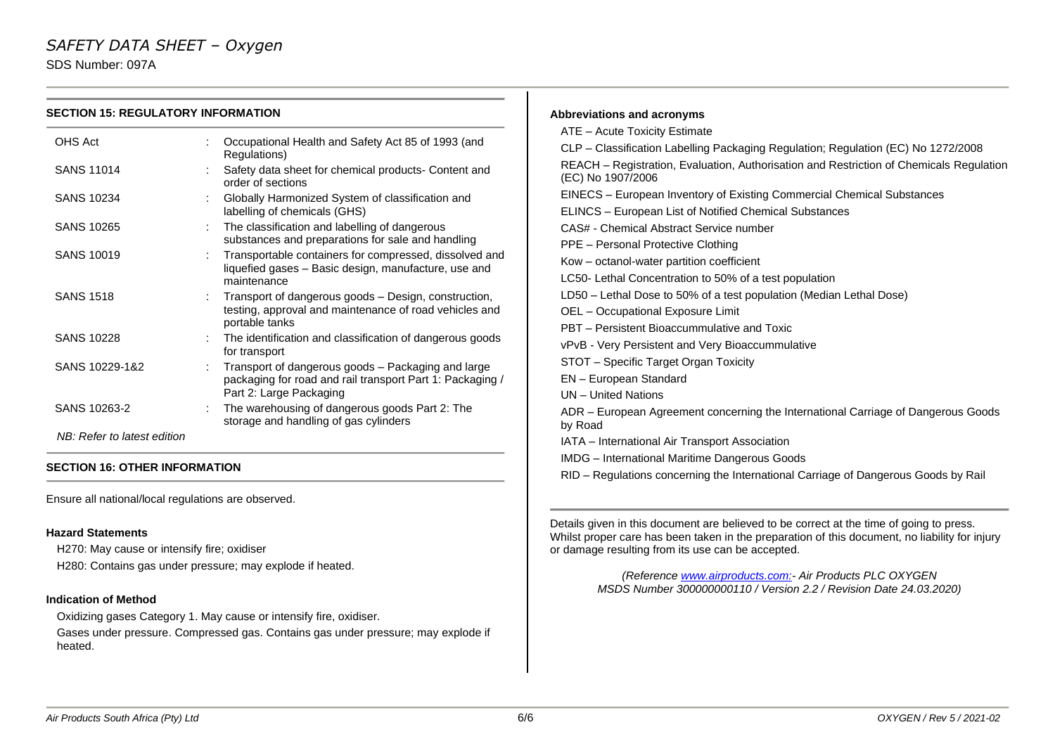## SECTION 15: REGULATORY INFORMATION

| | |
|---|---|
| OHS Act | Occupational Health and Safety Act 85 of 1993 (and Regulations) |
| SANS 11014 | Safety data sheet for chemical products- Content and order of sections |
| SANS 10234 | Globally Harmonized System of classification and labelling of chemicals (GHS) |
| SANS 10265 | The classification and labelling of dangerous substances and preparations for sale and handling |
| SANS 10019 | Transportable containers for compressed, dissolved and liquefied gases – Basic design, manufacture, use and maintenance |
| SANS 1518 | Transport of dangerous goods – Design, construction, testing, approval and maintenance of road vehicles and portable tanks |
| SANS 10228 | The identification and classification of dangerous goods for transport |
| SANS 10229-1&2 | Transport of dangerous goods – Packaging and large packaging for road and rail transport Part 1: Packaging / Part 2: Large Packaging |
| SANS 10263-2 | The warehousing of dangerous goods Part 2: The storage and handling of gas cylinders |

*NB: Refer to latest edition*

## SECTION 16: OTHER INFORMATION

Ensure all national/local regulations are observed.

### Hazard Statements

H270: May cause or intensify fire; oxidiser

H280: Contains gas under pressure; may explode if heated.

### Indication of Method

Oxidizing gases Category 1. May cause or intensify fire, oxidiser.

Gases under pressure. Compressed gas. Contains gas under pressure; may explode if heated.

### Abbreviations and acronyms

ATE – Acute Toxicity Estimate

CLP – Classification Labelling Packaging Regulation; Regulation (EC) No 1272/2008

REACH – Registration, Evaluation, Authorisation and Restriction of Chemicals Regulation (EC) No 1907/2006

EINECS – European Inventory of Existing Commercial Chemical Substances

ELINCS – European List of Notified Chemical Substances

CAS# - Chemical Abstract Service number

PPE – Personal Protective Clothing

Kow – octanol-water partition coefficient

LC50- Lethal Concentration to 50% of a test population

LD50 – Lethal Dose to 50% of a test population (Median Lethal Dose)

OEL – Occupational Exposure Limit

PBT – Persistent Bioaccummulative and Toxic

vPvB - Very Persistent and Very Bioaccummulative

STOT – Specific Target Organ Toxicity

EN – European Standard

UN – United Nations

ADR – European Agreement concerning the International Carriage of Dangerous Goods by Road

IATA – International Air Transport Association

IMDG – International Maritime Dangerous Goods

RID – Regulations concerning the International Carriage of Dangerous Goods by Rail

Details given in this document are believed to be correct at the time of going to press. Whilst proper care has been taken in the preparation of this document, no liability for injury or damage resulting from its use can be accepted.

*(Reference www.airproducts.com:- Air Products PLC OXYGEN MSDS Number 300000000110 / Version 2.2 / Revision Date 24.03.2020)*